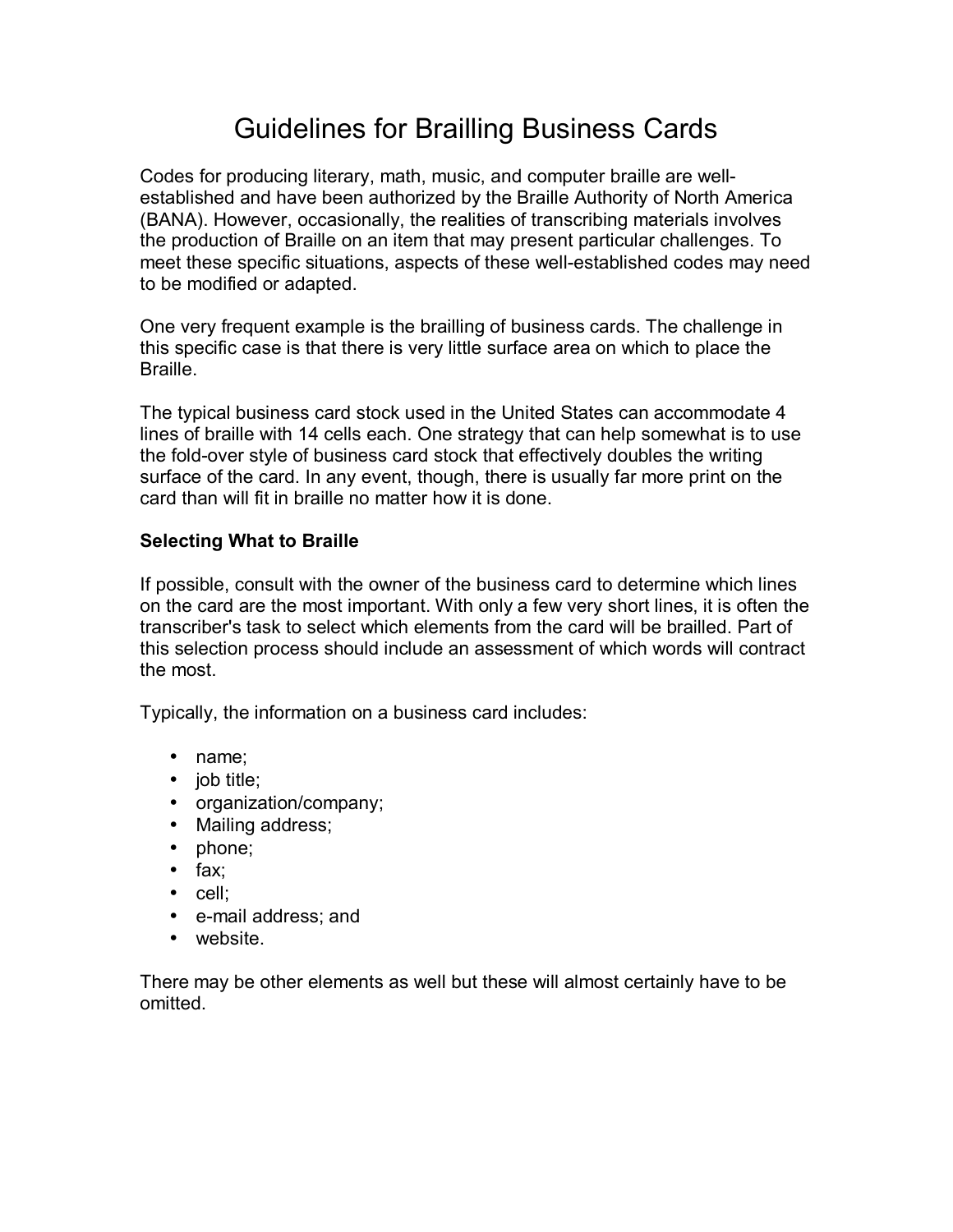# Guidelines for Brailling Business Cards

Codes for producing literary, math, music, and computer braille are well-established and have been authorized by the Braille Authority of North America (BANA). However, occasionally, the realities of transcribing materials involves the production of Braille on an item that may present particular challenges. To meet these specific situations, aspects of these well-established codes may need to be modified or adapted.

One very frequent example is the brailling of business cards. The challenge in this specific case is that there is very little surface area on which to place the Braille.

The typical business card stock used in the United States can accommodate 4 lines of braille with 14 cells each. One strategy that can help somewhat is to use the fold-over style of business card stock that effectively doubles the writing surface of the card. In any event, though, there is usually far more print on the card than will fit in braille no matter how it is done.

**Selecting What to Braille**

If possible, consult with the owner of the business card to determine which lines on the card are the most important. With only a few very short lines, it is often the transcriber's task to select which elements from the card will be brailled. Part of this selection process should include an assessment of which words will contract the most.

Typically, the information on a business card includes:

- name;
- job title;
- organization/company;
- Mailing address;
- phone;
- fax;
- cell;
- e-mail address; and
- website.

There may be other elements as well but these will almost certainly have to be omitted.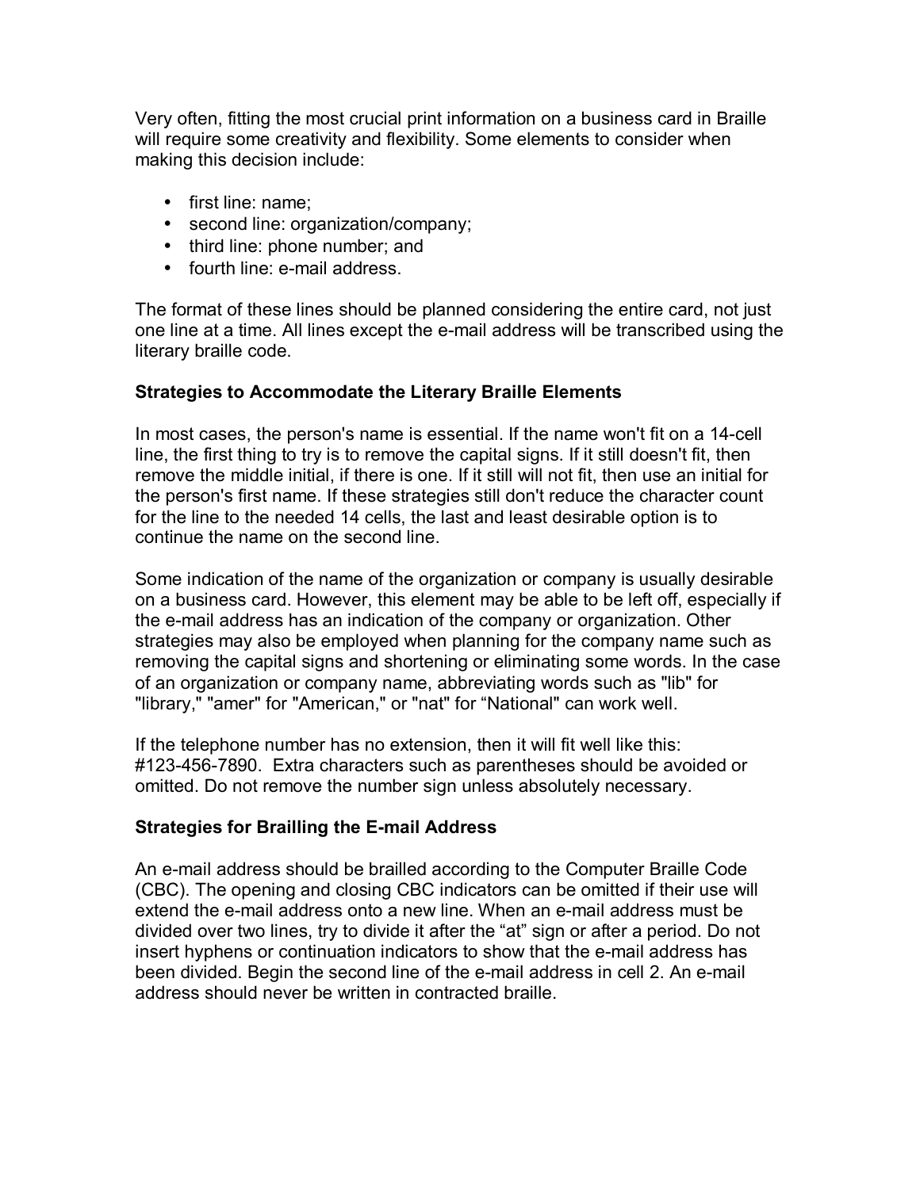Very often, fitting the most crucial print information on a business card in Braille will require some creativity and flexibility. Some elements to consider when making this decision include:

- first line: name;
- second line: organization/company;
- third line: phone number; and
- fourth line: e-mail address.

The format of these lines should be planned considering the entire card, not just one line at a time. All lines except the e-mail address will be transcribed using the literary braille code.

**Strategies to Accommodate the Literary Braille Elements**

In most cases, the person's name is essential. If the name won't fit on a 14-cell line, the first thing to try is to remove the capital signs. If it still doesn't fit, then remove the middle initial, if there is one. If it still will not fit, then use an initial for the person's first name. If these strategies still don't reduce the character count for the line to the needed 14 cells, the last and least desirable option is to continue the name on the second line.

Some indication of the name of the organization or company is usually desirable on a business card. However, this element may be able to be left off, especially if the e-mail address has an indication of the company or organization. Other strategies may also be employed when planning for the company name such as removing the capital signs and shortening or eliminating some words. In the case of an organization or company name, abbreviating words such as "lib" for "library," "amer" for "American," or "nat" for "National" can work well.

If the telephone number has no extension, then it will fit well like this: #123-456-7890. Extra characters such as parentheses should be avoided or omitted. Do not remove the number sign unless absolutely necessary.

**Strategies for Brailling the E-mail Address**

An e-mail address should be brailled according to the Computer Braille Code (CBC). The opening and closing CBC indicators can be omitted if their use will extend the e-mail address onto a new line. When an e-mail address must be divided over two lines, try to divide it after the "at" sign or after a period. Do not insert hyphens or continuation indicators to show that the e-mail address has been divided. Begin the second line of the e-mail address in cell 2. An e-mail address should never be written in contracted braille.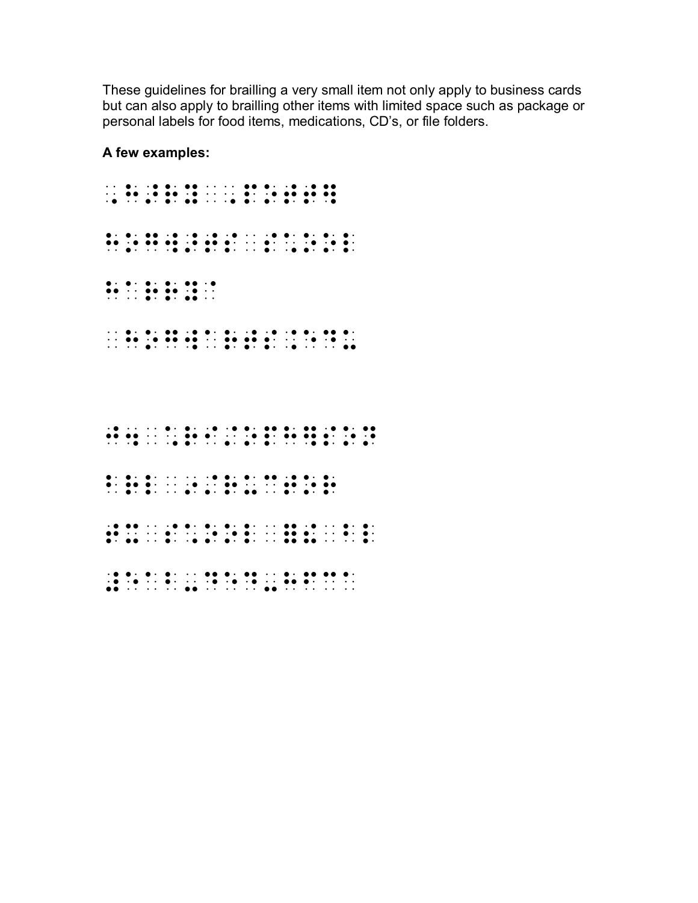These guidelines for brailling a very small item not only apply to business cards but can also apply to brailling other items with limited space such as package or personal labels for food items, medications, CD's, or file folders.

**A few examples:**